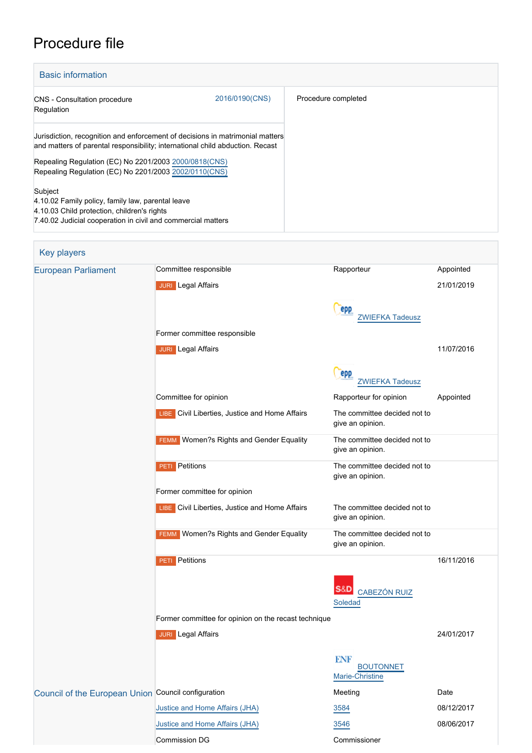# Procedure file

## Basic information

| | | |
|---|---|---|
| CNS - Consultation procedure<br>Regulation | 2016/0190(CNS) | Procedure completed |
| Jurisdiction, recognition and enforcement of decisions in matrimonial matters and matters of parental responsibility; international child abduction. Recast<br><br>Repealing Regulation (EC) No 2201/2003 2000/0818(CNS)<br>Repealing Regulation (EC) No 2201/2003 2002/0110(CNS)<br><br>Subject<br>4.10.02 Family policy, family law, parental leave<br>4.10.03 Child protection, children's rights<br>7.40.02 Judicial cooperation in civil and commercial matters | | |

## Key players

| | | | |
|---|---|---|---|
| European Parliament | Committee responsible | Rapporteur | Appointed |
| | JURI Legal Affairs | | 21/01/2019 |
| | | epp ZWIEFKA Tadeusz | |
| | Former committee responsible | | |
| | JURI Legal Affairs | | 11/07/2016 |
| | | epp ZWIEFKA Tadeusz | |
| | Committee for opinion | Rapporteur for opinion | Appointed |
| | LIBE Civil Liberties, Justice and Home Affairs | The committee decided not to give an opinion. | |
| | FEMM Women?s Rights and Gender Equality | The committee decided not to give an opinion. | |
| | PETI Petitions | The committee decided not to give an opinion. | |
| | Former committee for opinion | | |
| | LIBE Civil Liberties, Justice and Home Affairs | The committee decided not to give an opinion. | |
| | FEMM Women?s Rights and Gender Equality | The committee decided not to give an opinion. | |
| | PETI Petitions | | 16/11/2016 |
| | | S&D CABEZÓN RUIZ Soledad | |
| | Former committee for opinion on the recast technique | | |
| | JURI Legal Affairs | | 24/01/2017 |
| | | ENF BOUTONNET Marie-Christine | |
| Council of the European Union | Council configuration | Meeting | Date |
| | Justice and Home Affairs (JHA) | 3584 | 08/12/2017 |
| | Justice and Home Affairs (JHA) | 3546 | 08/06/2017 |
| | Commission DG | Commissioner | |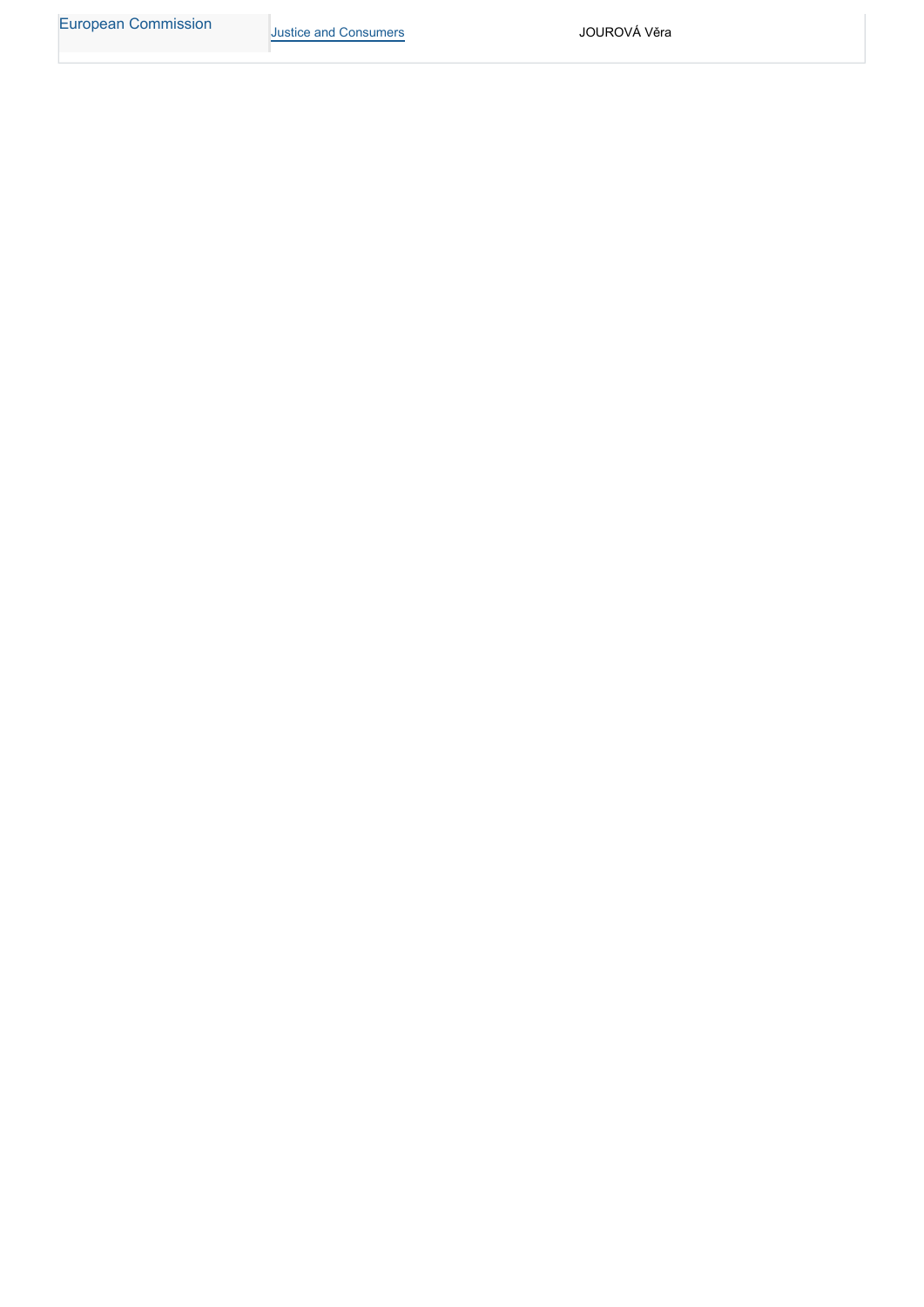| | | |
|---|---|---|
| European Commission | Justice and Consumers | JOUROVÁ Věra |